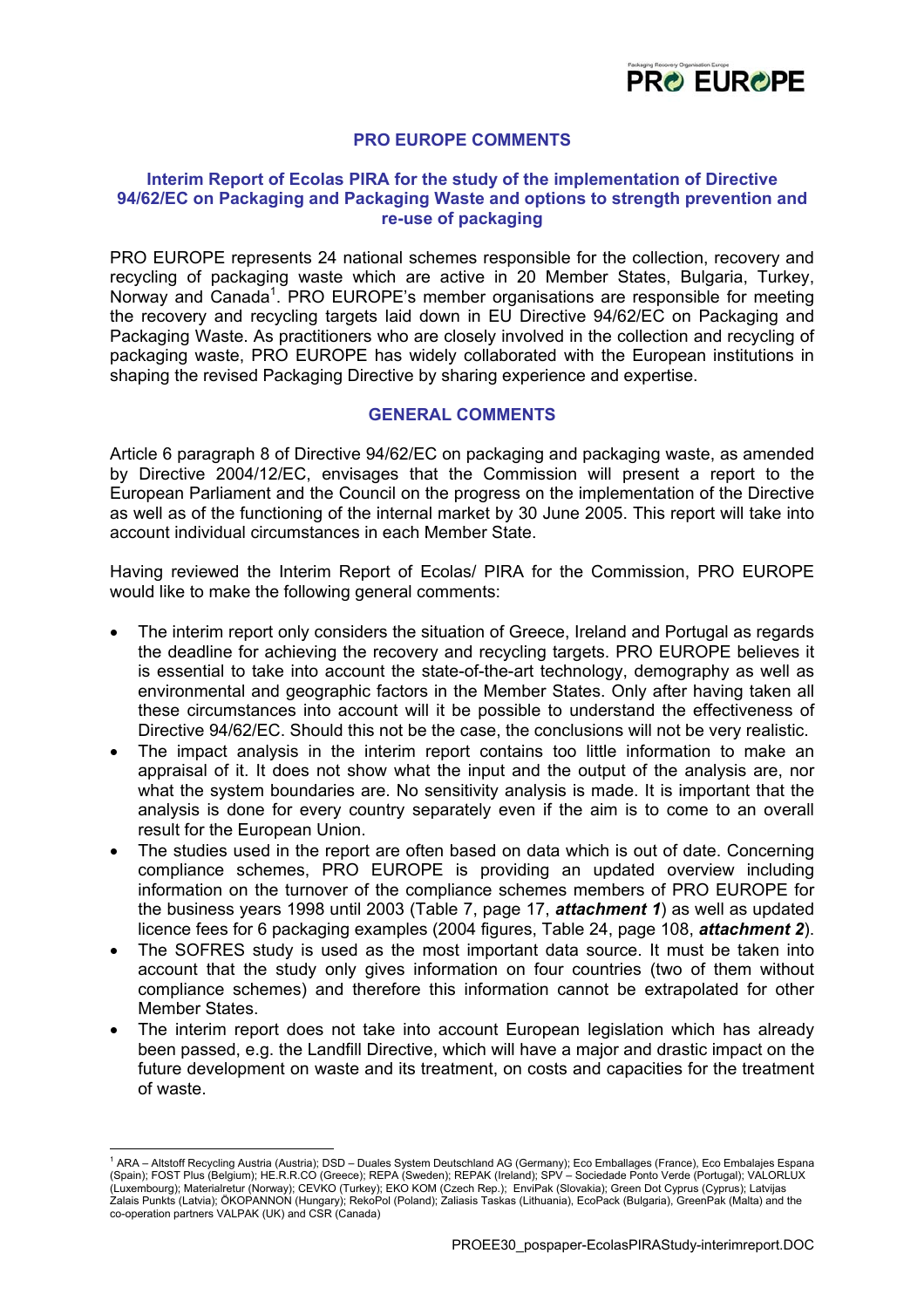## PRO EUROPE COMMENTS

### Interim Report of Ecolas PIRA for the study of the implementation of Directive 94/62/EC on Packaging and Packaging Waste and options to strength prevention and re-use of packaging

PRO EUROPE represents 24 national schemes responsible for the collection, recovery and recycling of packaging waste which are active in 20 Member States, Bulgaria, Turkey, Norway and Canada[1]. PRO EUROPE's member organisations are responsible for meeting the recovery and recycling targets laid down in EU Directive 94/62/EC on Packaging and Packaging Waste. As practitioners who are closely involved in the collection and recycling of packaging waste, PRO EUROPE has widely collaborated with the European institutions in shaping the revised Packaging Directive by sharing experience and expertise.

## GENERAL COMMENTS

Article 6 paragraph 8 of Directive 94/62/EC on packaging and packaging waste, as amended by Directive 2004/12/EC, envisages that the Commission will present a report to the European Parliament and the Council on the progress on the implementation of the Directive as well as of the functioning of the internal market by 30 June 2005. This report will take into account individual circumstances in each Member State.

Having reviewed the Interim Report of Ecolas/ PIRA for the Commission, PRO EUROPE would like to make the following general comments:

- The interim report only considers the situation of Greece, Ireland and Portugal as regards the deadline for achieving the recovery and recycling targets. PRO EUROPE believes it is essential to take into account the state-of-the-art technology, demography as well as environmental and geographic factors in the Member States. Only after having taken all these circumstances into account will it be possible to understand the effectiveness of Directive 94/62/EC. Should this not be the case, the conclusions will not be very realistic.
- The impact analysis in the interim report contains too little information to make an appraisal of it. It does not show what the input and the output of the analysis are, nor what the system boundaries are. No sensitivity analysis is made. It is important that the analysis is done for every country separately even if the aim is to come to an overall result for the European Union.
- The studies used in the report are often based on data which is out of date. Concerning compliance schemes, PRO EUROPE is providing an updated overview including information on the turnover of the compliance schemes members of PRO EUROPE for the business years 1998 until 2003 (Table 7, page 17, ***attachment 1***) as well as updated licence fees for 6 packaging examples (2004 figures, Table 24, page 108, ***attachment 2***).
- The SOFRES study is used as the most important data source. It must be taken into account that the study only gives information on four countries (two of them without compliance schemes) and therefore this information cannot be extrapolated for other Member States.
- The interim report does not take into account European legislation which has already been passed, e.g. the Landfill Directive, which will have a major and drastic impact on the future development on waste and its treatment, on costs and capacities for the treatment of waste.

[1] ARA – Altstoff Recycling Austria (Austria); DSD – Duales System Deutschland AG (Germany); Eco Emballages (France), Eco Embalajes Espana (Spain); FOST Plus (Belgium); HE.R.R.CO (Greece); REPA (Sweden); REPAK (Ireland); SPV – Sociedade Ponto Verde (Portugal); VALORLUX (Luxembourg); Materialretur (Norway); CEVKO (Turkey); EKO KOM (Czech Rep.); EnviPak (Slovakia); Green Dot Cyprus (Cyprus); Latvijas Zalais Punkts (Latvia); ÖKOPANNON (Hungary); RekoPol (Poland); Zaliasis Taskas (Lithuania), EcoPack (Bulgaria), GreenPak (Malta) and the co-operation partners VALPAK (UK) and CSR (Canada)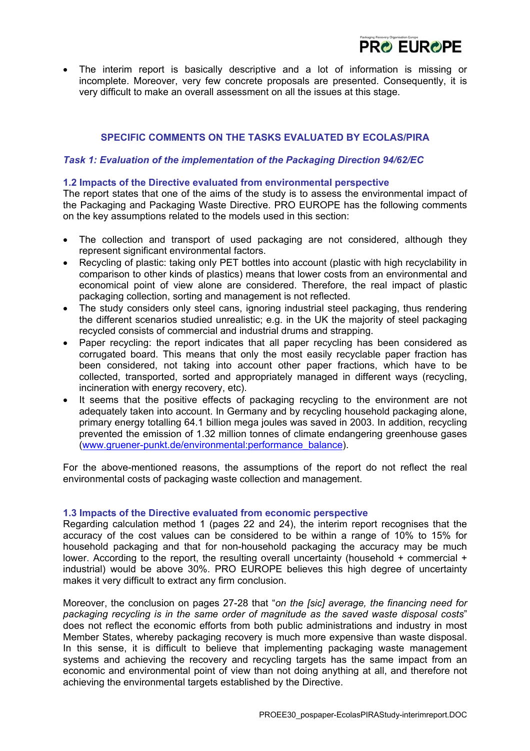- The interim report is basically descriptive and a lot of information is missing or incomplete. Moreover, very few concrete proposals are presented. Consequently, it is very difficult to make an overall assessment on all the issues at this stage.

## SPECIFIC COMMENTS ON THE TASKS EVALUATED BY ECOLAS/PIRA

### *Task 1: Evaluation of the implementation of the Packaging Direction 94/62/EC*

#### 1.2 Impacts of the Directive evaluated from environmental perspective

The report states that one of the aims of the study is to assess the environmental impact of the Packaging and Packaging Waste Directive. PRO EUROPE has the following comments on the key assumptions related to the models used in this section:

- The collection and transport of used packaging are not considered, although they represent significant environmental factors.
- Recycling of plastic: taking only PET bottles into account (plastic with high recyclability in comparison to other kinds of plastics) means that lower costs from an environmental and economical point of view alone are considered. Therefore, the real impact of plastic packaging collection, sorting and management is not reflected.
- The study considers only steel cans, ignoring industrial steel packaging, thus rendering the different scenarios studied unrealistic; e.g. in the UK the majority of steel packaging recycled consists of commercial and industrial drums and strapping.
- Paper recycling: the report indicates that all paper recycling has been considered as corrugated board. This means that only the most easily recyclable paper fraction has been considered, not taking into account other paper fractions, which have to be collected, transported, sorted and appropriately managed in different ways (recycling, incineration with energy recovery, etc).
- It seems that the positive effects of packaging recycling to the environment are not adequately taken into account. In Germany and by recycling household packaging alone, primary energy totalling 64.1 billion mega joules was saved in 2003. In addition, recycling prevented the emission of 1.32 million tonnes of climate endangering greenhouse gases (www.gruener-punkt.de/environmental:performance_balance).

For the above-mentioned reasons, the assumptions of the report do not reflect the real environmental costs of packaging waste collection and management.

#### 1.3 Impacts of the Directive evaluated from economic perspective

Regarding calculation method 1 (pages 22 and 24), the interim report recognises that the accuracy of the cost values can be considered to be within a range of 10% to 15% for household packaging and that for non-household packaging the accuracy may be much lower. According to the report, the resulting overall uncertainty (household + commercial + industrial) would be above 30%. PRO EUROPE believes this high degree of uncertainty makes it very difficult to extract any firm conclusion.

Moreover, the conclusion on pages 27-28 that "*on the [sic] average, the financing need for packaging recycling is in the same order of magnitude as the saved waste disposal costs*" does not reflect the economic efforts from both public administrations and industry in most Member States, whereby packaging recovery is much more expensive than waste disposal. In this sense, it is difficult to believe that implementing packaging waste management systems and achieving the recovery and recycling targets has the same impact from an economic and environmental point of view than not doing anything at all, and therefore not achieving the environmental targets established by the Directive.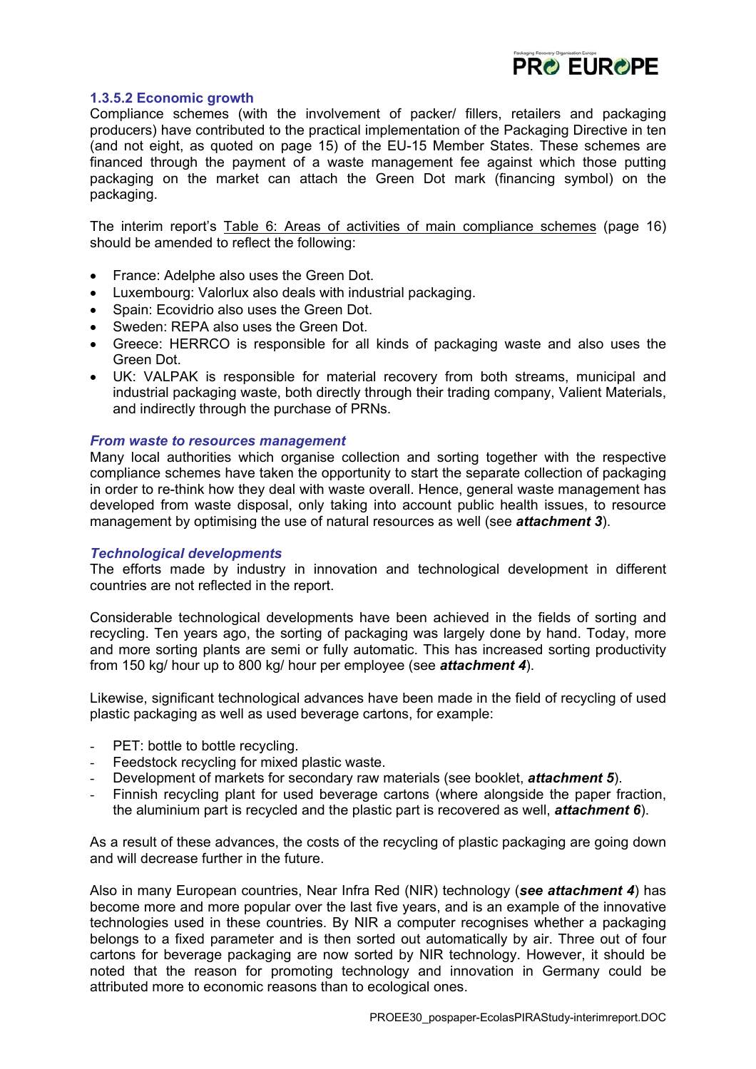### 1.3.5.2 Economic growth

Compliance schemes (with the involvement of packer/ fillers, retailers and packaging producers) have contributed to the practical implementation of the Packaging Directive in ten (and not eight, as quoted on page 15) of the EU-15 Member States. These schemes are financed through the payment of a waste management fee against which those putting packaging on the market can attach the Green Dot mark (financing symbol) on the packaging.

The interim report's Table 6: Areas of activities of main compliance schemes (page 16) should be amended to reflect the following:

- France: Adelphe also uses the Green Dot.
- Luxembourg: Valorlux also deals with industrial packaging.
- Spain: Ecovidrio also uses the Green Dot.
- Sweden: REPA also uses the Green Dot.
- Greece: HERRCO is responsible for all kinds of packaging waste and also uses the Green Dot.
- UK: VALPAK is responsible for material recovery from both streams, municipal and industrial packaging waste, both directly through their trading company, Valient Materials, and indirectly through the purchase of PRNs.

#### *From waste to resources management*

Many local authorities which organise collection and sorting together with the respective compliance schemes have taken the opportunity to start the separate collection of packaging in order to re-think how they deal with waste overall. Hence, general waste management has developed from waste disposal, only taking into account public health issues, to resource management by optimising the use of natural resources as well (see ***attachment 3***).

#### *Technological developments*

The efforts made by industry in innovation and technological development in different countries are not reflected in the report.

Considerable technological developments have been achieved in the fields of sorting and recycling. Ten years ago, the sorting of packaging was largely done by hand. Today, more and more sorting plants are semi or fully automatic. This has increased sorting productivity from 150 kg/ hour up to 800 kg/ hour per employee (see ***attachment 4***).

Likewise, significant technological advances have been made in the field of recycling of used plastic packaging as well as used beverage cartons, for example:

- PET: bottle to bottle recycling.
- Feedstock recycling for mixed plastic waste.
- Development of markets for secondary raw materials (see booklet, ***attachment 5***).
- Finnish recycling plant for used beverage cartons (where alongside the paper fraction, the aluminium part is recycled and the plastic part is recovered as well, ***attachment 6***).

As a result of these advances, the costs of the recycling of plastic packaging are going down and will decrease further in the future.

Also in many European countries, Near Infra Red (NIR) technology (***see attachment 4***) has become more and more popular over the last five years, and is an example of the innovative technologies used in these countries. By NIR a computer recognises whether a packaging belongs to a fixed parameter and is then sorted out automatically by air. Three out of four cartons for beverage packaging are now sorted by NIR technology. However, it should be noted that the reason for promoting technology and innovation in Germany could be attributed more to economic reasons than to ecological ones.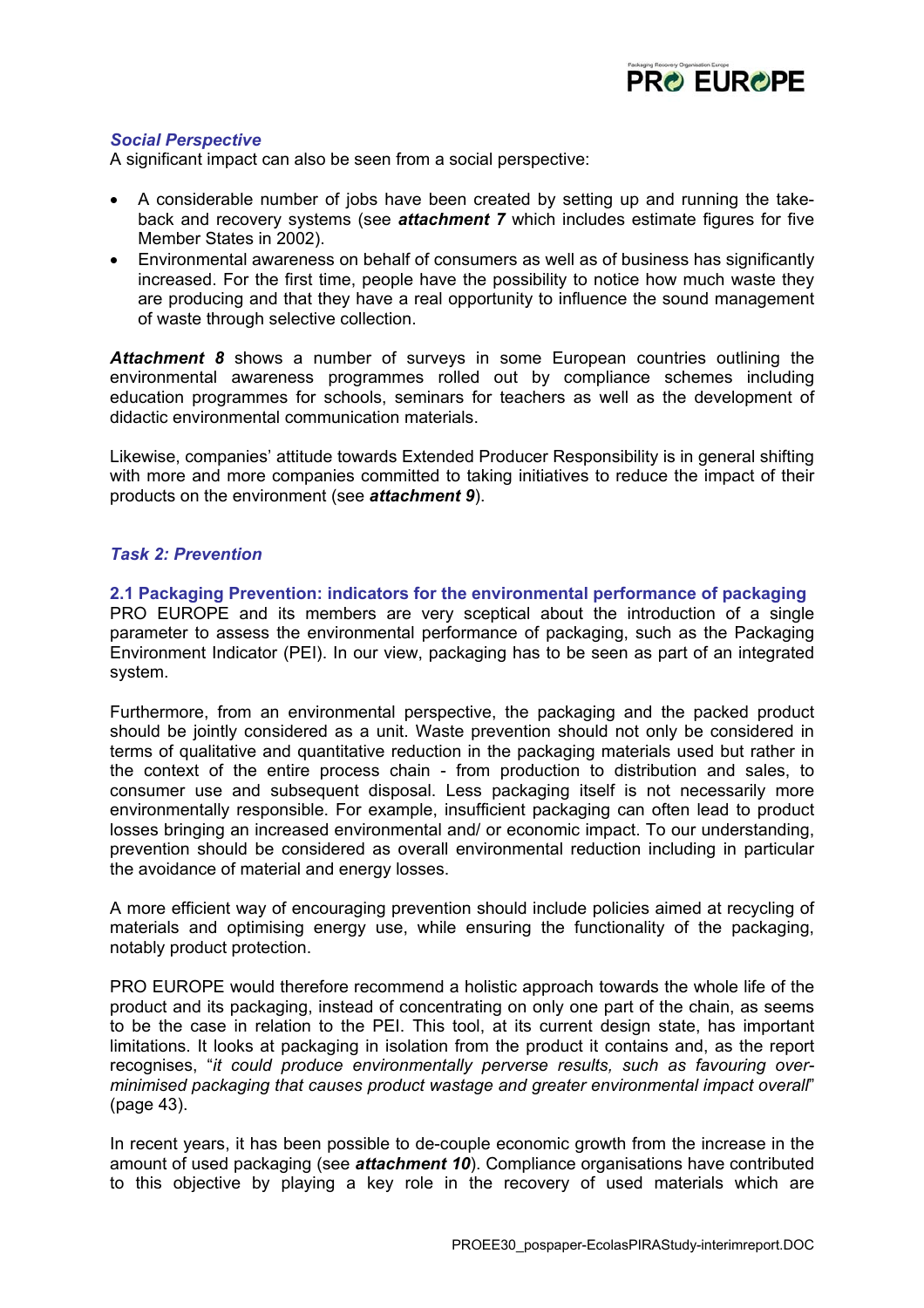### *Social Perspective*

A significant impact can also be seen from a social perspective:

- A considerable number of jobs have been created by setting up and running the take-back and recovery systems (see ***attachment 7*** which includes estimate figures for five Member States in 2002).
- Environmental awareness on behalf of consumers as well as of business has significantly increased. For the first time, people have the possibility to notice how much waste they are producing and that they have a real opportunity to influence the sound management of waste through selective collection.

***Attachment 8*** shows a number of surveys in some European countries outlining the environmental awareness programmes rolled out by compliance schemes including education programmes for schools, seminars for teachers as well as the development of didactic environmental communication materials.

Likewise, companies' attitude towards Extended Producer Responsibility is in general shifting with more and more companies committed to taking initiatives to reduce the impact of their products on the environment (see ***attachment 9***).

## *Task 2: Prevention*

### 2.1 Packaging Prevention: indicators for the environmental performance of packaging

PRO EUROPE and its members are very sceptical about the introduction of a single parameter to assess the environmental performance of packaging, such as the Packaging Environment Indicator (PEI). In our view, packaging has to be seen as part of an integrated system.

Furthermore, from an environmental perspective, the packaging and the packed product should be jointly considered as a unit. Waste prevention should not only be considered in terms of qualitative and quantitative reduction in the packaging materials used but rather in the context of the entire process chain - from production to distribution and sales, to consumer use and subsequent disposal. Less packaging itself is not necessarily more environmentally responsible. For example, insufficient packaging can often lead to product losses bringing an increased environmental and/ or economic impact. To our understanding, prevention should be considered as overall environmental reduction including in particular the avoidance of material and energy losses.

A more efficient way of encouraging prevention should include policies aimed at recycling of materials and optimising energy use, while ensuring the functionality of the packaging, notably product protection.

PRO EUROPE would therefore recommend a holistic approach towards the whole life of the product and its packaging, instead of concentrating on only one part of the chain, as seems to be the case in relation to the PEI. This tool, at its current design state, has important limitations. It looks at packaging in isolation from the product it contains and, as the report recognises, "*it could produce environmentally perverse results, such as favouring over-minimised packaging that causes product wastage and greater environmental impact overall*" (page 43).

In recent years, it has been possible to de-couple economic growth from the increase in the amount of used packaging (see ***attachment 10***). Compliance organisations have contributed to this objective by playing a key role in the recovery of used materials which are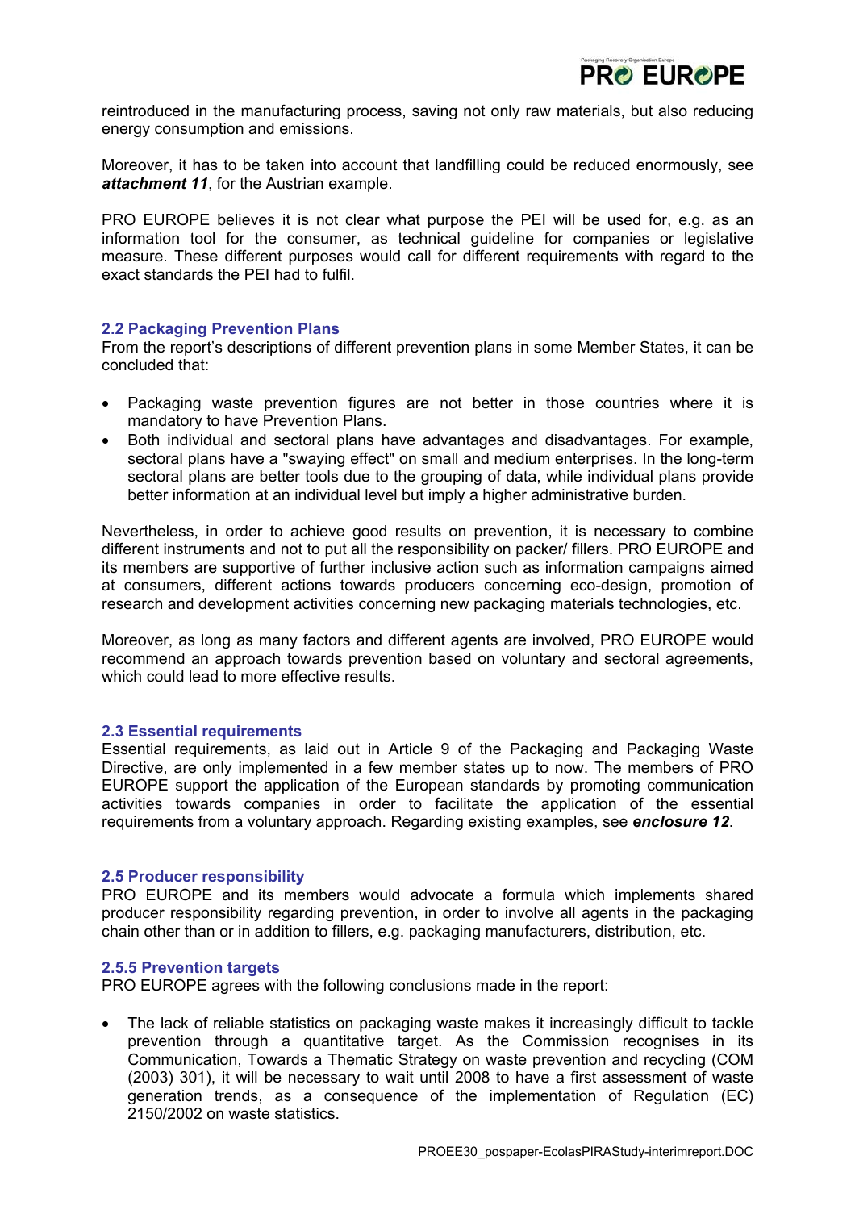reintroduced in the manufacturing process, saving not only raw materials, but also reducing energy consumption and emissions.

Moreover, it has to be taken into account that landfilling could be reduced enormously, see ***attachment 11***, for the Austrian example.

PRO EUROPE believes it is not clear what purpose the PEI will be used for, e.g. as an information tool for the consumer, as technical guideline for companies or legislative measure. These different purposes would call for different requirements with regard to the exact standards the PEI had to fulfil.

## 2.2 Packaging Prevention Plans

From the report's descriptions of different prevention plans in some Member States, it can be concluded that:

- Packaging waste prevention figures are not better in those countries where it is mandatory to have Prevention Plans.
- Both individual and sectoral plans have advantages and disadvantages. For example, sectoral plans have a "swaying effect" on small and medium enterprises. In the long-term sectoral plans are better tools due to the grouping of data, while individual plans provide better information at an individual level but imply a higher administrative burden.

Nevertheless, in order to achieve good results on prevention, it is necessary to combine different instruments and not to put all the responsibility on packer/ fillers. PRO EUROPE and its members are supportive of further inclusive action such as information campaigns aimed at consumers, different actions towards producers concerning eco-design, promotion of research and development activities concerning new packaging materials technologies, etc.

Moreover, as long as many factors and different agents are involved, PRO EUROPE would recommend an approach towards prevention based on voluntary and sectoral agreements, which could lead to more effective results.

## 2.3 Essential requirements

Essential requirements, as laid out in Article 9 of the Packaging and Packaging Waste Directive, are only implemented in a few member states up to now. The members of PRO EUROPE support the application of the European standards by promoting communication activities towards companies in order to facilitate the application of the essential requirements from a voluntary approach. Regarding existing examples, see ***enclosure 12***.

## 2.5 Producer responsibility

PRO EUROPE and its members would advocate a formula which implements shared producer responsibility regarding prevention, in order to involve all agents in the packaging chain other than or in addition to fillers, e.g. packaging manufacturers, distribution, etc.

## 2.5.5 Prevention targets

PRO EUROPE agrees with the following conclusions made in the report:

- The lack of reliable statistics on packaging waste makes it increasingly difficult to tackle prevention through a quantitative target. As the Commission recognises in its Communication, Towards a Thematic Strategy on waste prevention and recycling (COM (2003) 301), it will be necessary to wait until 2008 to have a first assessment of waste generation trends, as a consequence of the implementation of Regulation (EC) 2150/2002 on waste statistics.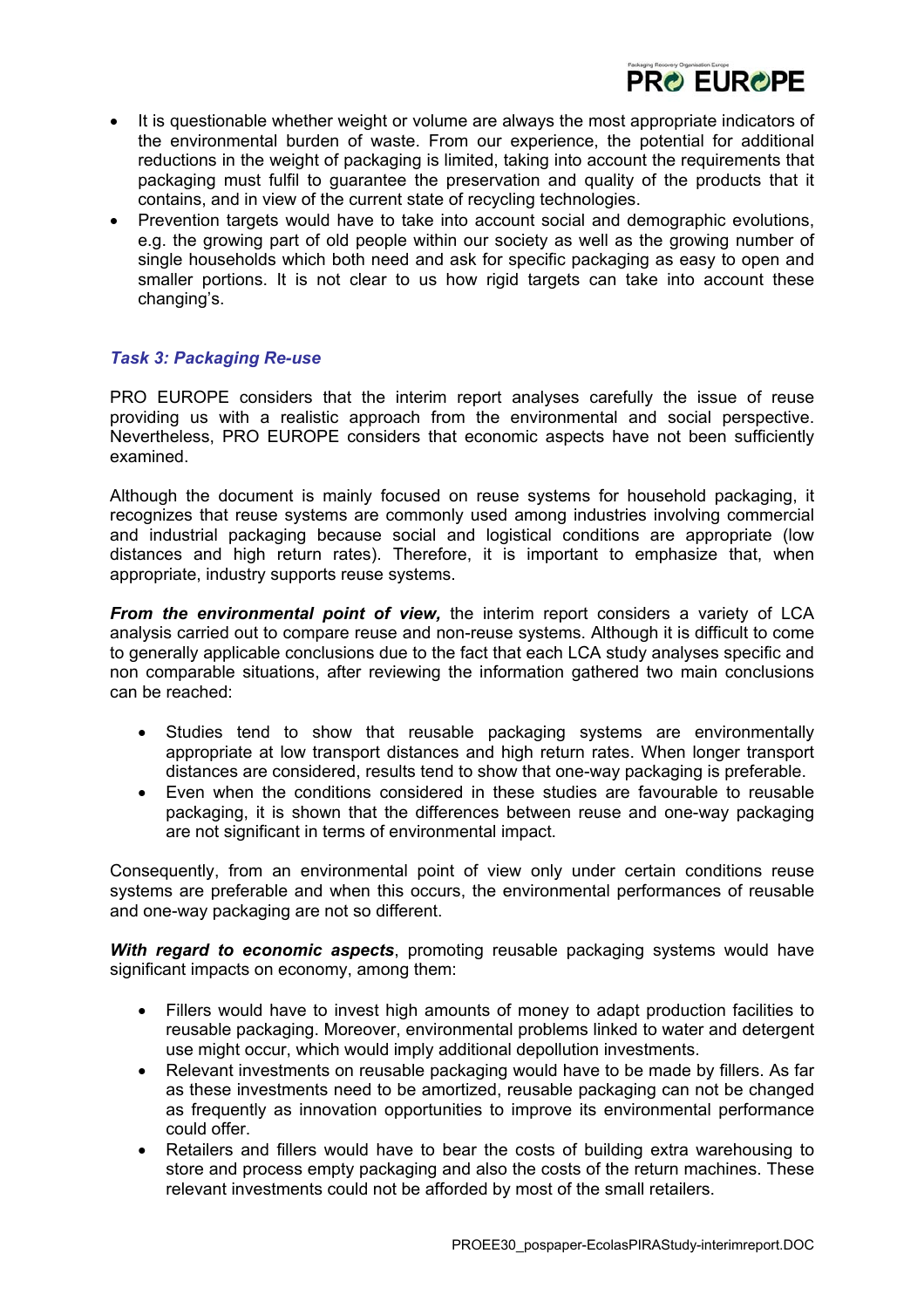- It is questionable whether weight or volume are always the most appropriate indicators of the environmental burden of waste. From our experience, the potential for additional reductions in the weight of packaging is limited, taking into account the requirements that packaging must fulfil to guarantee the preservation and quality of the products that it contains, and in view of the current state of recycling technologies.
- Prevention targets would have to take into account social and demographic evolutions, e.g. the growing part of old people within our society as well as the growing number of single households which both need and ask for specific packaging as easy to open and smaller portions. It is not clear to us how rigid targets can take into account these changing's.

### *Task 3: Packaging Re-use*

PRO EUROPE considers that the interim report analyses carefully the issue of reuse providing us with a realistic approach from the environmental and social perspective. Nevertheless, PRO EUROPE considers that economic aspects have not been sufficiently examined.

Although the document is mainly focused on reuse systems for household packaging, it recognizes that reuse systems are commonly used among industries involving commercial and industrial packaging because social and logistical conditions are appropriate (low distances and high return rates). Therefore, it is important to emphasize that, when appropriate, industry supports reuse systems.

***From the environmental point of view,*** the interim report considers a variety of LCA analysis carried out to compare reuse and non-reuse systems. Although it is difficult to come to generally applicable conclusions due to the fact that each LCA study analyses specific and non comparable situations, after reviewing the information gathered two main conclusions can be reached:

- Studies tend to show that reusable packaging systems are environmentally appropriate at low transport distances and high return rates. When longer transport distances are considered, results tend to show that one-way packaging is preferable.
- Even when the conditions considered in these studies are favourable to reusable packaging, it is shown that the differences between reuse and one-way packaging are not significant in terms of environmental impact.

Consequently, from an environmental point of view only under certain conditions reuse systems are preferable and when this occurs, the environmental performances of reusable and one-way packaging are not so different.

***With regard to economic aspects***, promoting reusable packaging systems would have significant impacts on economy, among them:

- Fillers would have to invest high amounts of money to adapt production facilities to reusable packaging. Moreover, environmental problems linked to water and detergent use might occur, which would imply additional depollution investments.
- Relevant investments on reusable packaging would have to be made by fillers. As far as these investments need to be amortized, reusable packaging can not be changed as frequently as innovation opportunities to improve its environmental performance could offer.
- Retailers and fillers would have to bear the costs of building extra warehousing to store and process empty packaging and also the costs of the return machines. These relevant investments could not be afforded by most of the small retailers.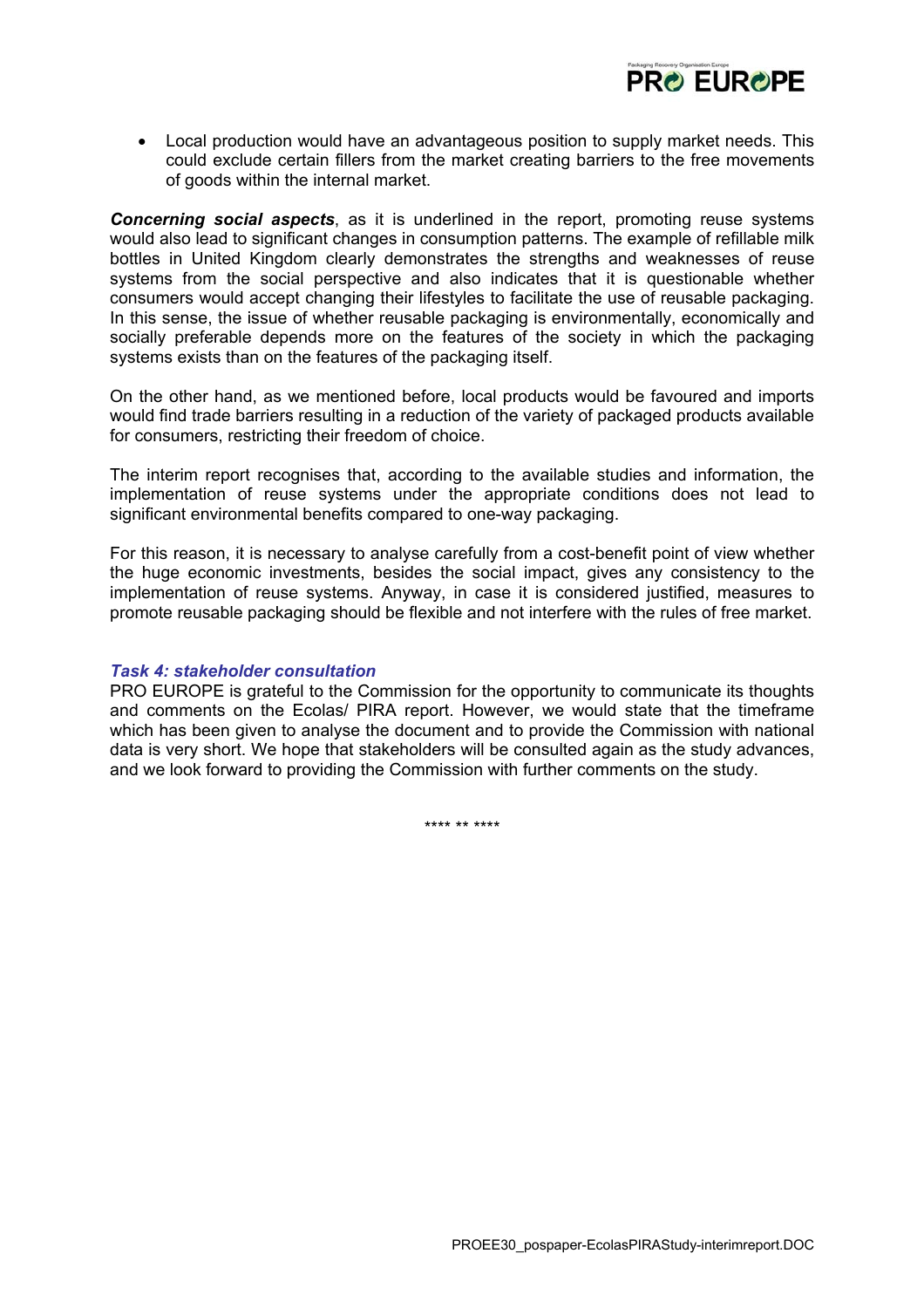- Local production would have an advantageous position to supply market needs. This could exclude certain fillers from the market creating barriers to the free movements of goods within the internal market.

***Concerning social aspects***, as it is underlined in the report, promoting reuse systems would also lead to significant changes in consumption patterns. The example of refillable milk bottles in United Kingdom clearly demonstrates the strengths and weaknesses of reuse systems from the social perspective and also indicates that it is questionable whether consumers would accept changing their lifestyles to facilitate the use of reusable packaging. In this sense, the issue of whether reusable packaging is environmentally, economically and socially preferable depends more on the features of the society in which the packaging systems exists than on the features of the packaging itself.

On the other hand, as we mentioned before, local products would be favoured and imports would find trade barriers resulting in a reduction of the variety of packaged products available for consumers, restricting their freedom of choice.

The interim report recognises that, according to the available studies and information, the implementation of reuse systems under the appropriate conditions does not lead to significant environmental benefits compared to one-way packaging.

For this reason, it is necessary to analyse carefully from a cost-benefit point of view whether the huge economic investments, besides the social impact, gives any consistency to the implementation of reuse systems. Anyway, in case it is considered justified, measures to promote reusable packaging should be flexible and not interfere with the rules of free market.

### *Task 4: stakeholder consultation*

PRO EUROPE is grateful to the Commission for the opportunity to communicate its thoughts and comments on the Ecolas/ PIRA report. However, we would state that the timeframe which has been given to analyse the document and to provide the Commission with national data is very short. We hope that stakeholders will be consulted again as the study advances, and we look forward to providing the Commission with further comments on the study.

**** ** ****